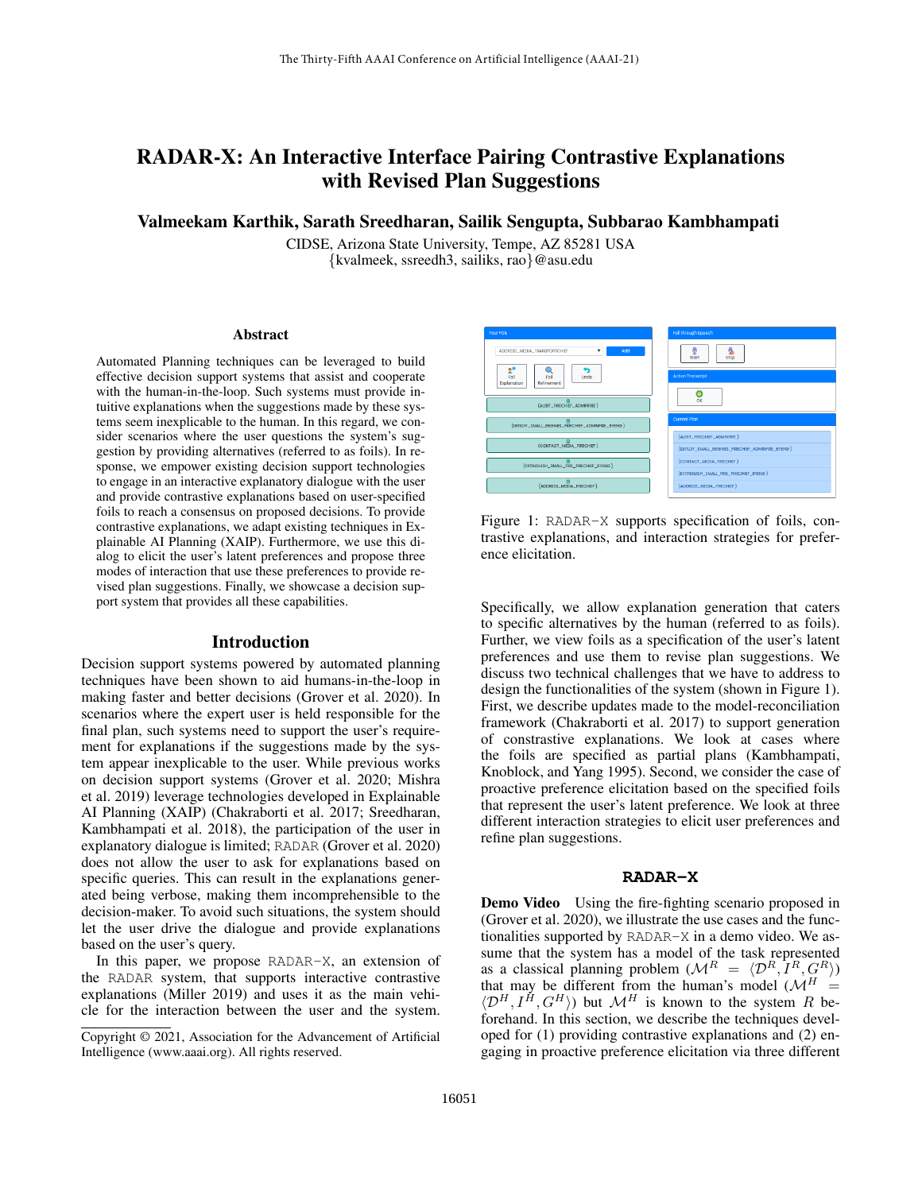# RADAR-X: An Interactive Interface Pairing Contrastive Explanations with Revised Plan Suggestions

**Valmeekam Karthik, Sarath Sreedharan, Sailik Sengupta, Subbarao Kambhampati**

CIDSE, Arizona State University, Tempe, AZ 85281 USA
{kvalmeek, ssreedh3, sailiks, rao}@asu.edu

## Abstract

Automated Planning techniques can be leveraged to build effective decision support systems that assist and cooperate with the human-in-the-loop. Such systems must provide intuitive explanations when the suggestions made by these systems seem inexplicable to the human. In this regard, we consider scenarios where the user questions the system's suggestion by providing alternatives (referred to as foils). In response, we empower existing decision support technologies to engage in an interactive explanatory dialogue with the user and provide contrastive explanations based on user-specified foils to reach a consensus on proposed decisions. To provide contrastive explanations, we adapt existing techniques in Explainable AI Planning (XAIP). Furthermore, we use this dialog to elicit the user's latent preferences and propose three modes of interaction that use these preferences to provide revised plan suggestions. Finally, we showcase a decision support system that provides all these capabilities.

## Introduction

Decision support systems powered by automated planning techniques have been shown to aid humans-in-the-loop in making faster and better decisions (Grover et al. 2020). In scenarios where the expert user is held responsible for the final plan, such systems need to support the user's requirement for explanations if the suggestions made by the system appear inexplicable to the user. While previous works on decision support systems (Grover et al. 2020; Mishra et al. 2019) leverage technologies developed in Explainable AI Planning (XAIP) (Chakraborti et al. 2017; Sreedharan, Kambhampati et al. 2018), the participation of the user in explanatory dialogue is limited; RADAR (Grover et al. 2020) does not allow the user to ask for explanations based on specific queries. This can result in the explanations generated being verbose, making them incomprehensible to the decision-maker. To avoid such situations, the system should let the user drive the dialogue and provide explanations based on the user's query.

In this paper, we propose RADAR-X, an extension of the RADAR system, that supports interactive contrastive explanations (Miller 2019) and uses it as the main vehicle for the interaction between the user and the system. Specifically, we allow explanation generation that caters to specific alternatives by the human (referred to as foils). Further, we view foils as a specification of the user's latent preferences and use them to revise plan suggestions. We discuss two technical challenges that we have to address to design the functionalities of the system (shown in Figure 1). First, we describe updates made to the model-reconciliation framework (Chakraborti et al. 2017) to support generation of constrastive explanations. We look at cases where the foils are specified as partial plans (Kambhampati, Knoblock, and Yang 1995). Second, we consider the case of proactive preference elicitation based on the specified foils that represent the user's latent preference. We look at three different interaction strategies to elicit user preferences and refine plan suggestions.

Figure 1: RADAR-X supports specification of foils, contrastive explanations, and interaction strategies for preference elicitation.

## RADAR-X

**Demo Video** Using the fire-fighting scenario proposed in (Grover et al. 2020), we illustrate the use cases and the functionalities supported by RADAR-X in a demo video. We assume that the system has a model of the task represented as a classical planning problem ($\mathcal{M}^R = \langle \mathcal{D}^R, I^R, G^R \rangle$) that may be different from the human's model ($\mathcal{M}^H = \langle \mathcal{D}^H, I^H, G^H \rangle$) but $\mathcal{M}^H$ is known to the system $R$ beforehand. In this section, we describe the techniques developed for (1) providing contrastive explanations and (2) engaging in proactive preference elicitation via three different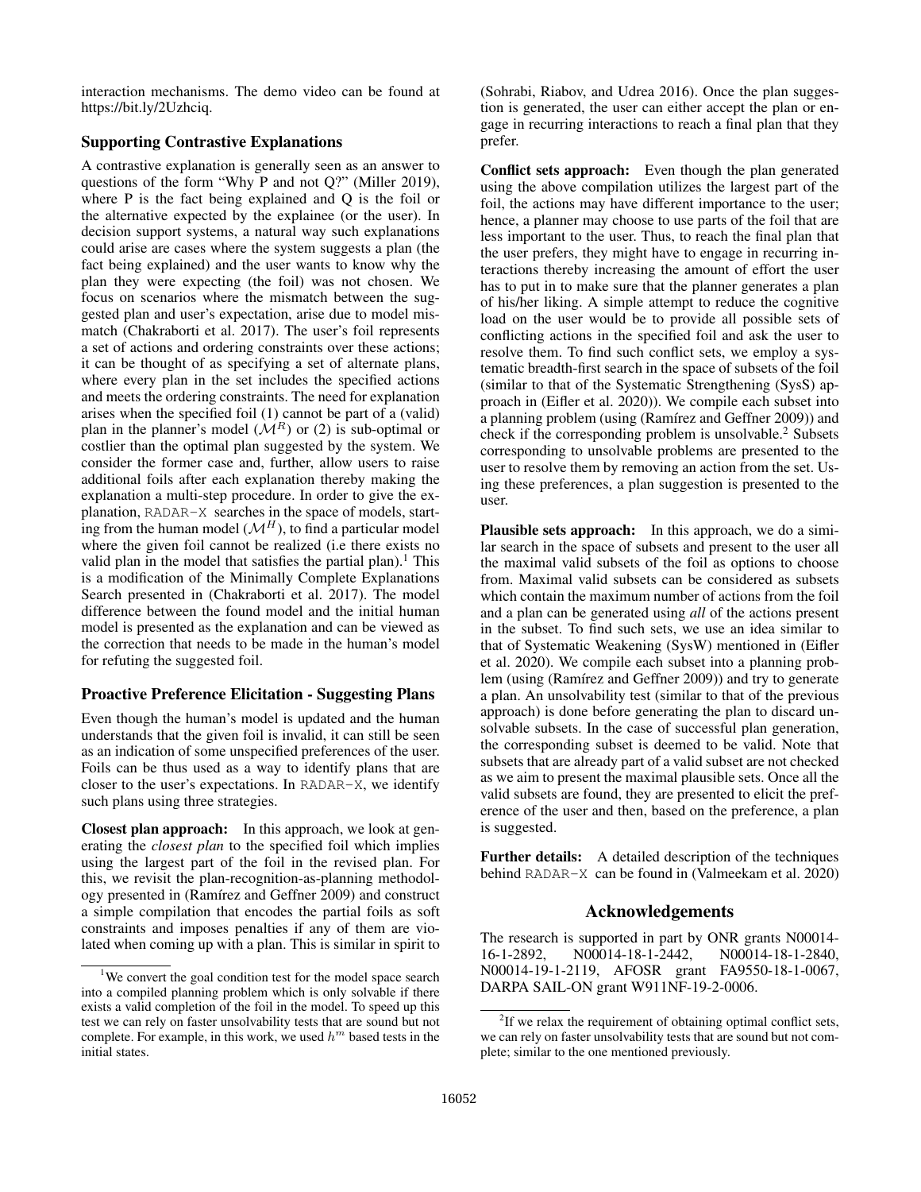interaction mechanisms. The demo video can be found at https://bit.ly/2Uzhciq.

## Supporting Contrastive Explanations

A contrastive explanation is generally seen as an answer to questions of the form "Why P and not Q?" (Miller 2019), where P is the fact being explained and Q is the foil or the alternative expected by the explainee (or the user). In decision support systems, a natural way such explanations could arise are cases where the system suggests a plan (the fact being explained) and the user wants to know why the plan they were expecting (the foil) was not chosen. We focus on scenarios where the mismatch between the suggested plan and user's expectation, arise due to model mismatch (Chakraborti et al. 2017). The user's foil represents a set of actions and ordering constraints over these actions; it can be thought of as specifying a set of alternate plans, where every plan in the set includes the specified actions and meets the ordering constraints. The need for explanation arises when the specified foil (1) cannot be part of a (valid) plan in the planner's model ($\mathcal{M}^R$) or (2) is sub-optimal or costlier than the optimal plan suggested by the system. We consider the former case and, further, allow users to raise additional foils after each explanation thereby making the explanation a multi-step procedure. In order to give the explanation, RADAR-X searches in the space of models, starting from the human model ($\mathcal{M}^H$), to find a particular model where the given foil cannot be realized (i.e there exists no valid plan in the model that satisfies the partial plan).[1] This is a modification of the Minimally Complete Explanations Search presented in (Chakraborti et al. 2017). The model difference between the found model and the initial human model is presented as the explanation and can be viewed as the correction that needs to be made in the human's model for refuting the suggested foil.

## Proactive Preference Elicitation - Suggesting Plans

Even though the human's model is updated and the human understands that the given foil is invalid, it can still be seen as an indication of some unspecified preferences of the user. Foils can be thus used as a way to identify plans that are closer to the user's expectations. In RADAR-X, we identify such plans using three strategies.

**Closest plan approach:** In this approach, we look at generating the *closest plan* to the specified foil which implies using the largest part of the foil in the revised plan. For this, we revisit the plan-recognition-as-planning methodology presented in (Ramírez and Geffner 2009) and construct a simple compilation that encodes the partial foils as soft constraints and imposes penalties if any of them are violated when coming up with a plan. This is similar in spirit to (Sohrabi, Riabov, and Udrea 2016). Once the plan suggestion is generated, the user can either accept the plan or engage in recurring interactions to reach a final plan that they prefer.

**Conflict sets approach:** Even though the plan generated using the above compilation utilizes the largest part of the foil, the actions may have different importance to the user; hence, a planner may choose to use parts of the foil that are less important to the user. Thus, to reach the final plan that the user prefers, they might have to engage in recurring interactions thereby increasing the amount of effort the user has to put in to make sure that the planner generates a plan of his/her liking. A simple attempt to reduce the cognitive load on the user would be to provide all possible sets of conflicting actions in the specified foil and ask the user to resolve them. To find such conflict sets, we employ a systematic breadth-first search in the space of subsets of the foil (similar to that of the Systematic Strengthening (SysS) approach in (Eifler et al. 2020)). We compile each subset into a planning problem (using (Ramírez and Geffner 2009)) and check if the corresponding problem is unsolvable.[2] Subsets corresponding to unsolvable problems are presented to the user to resolve them by removing an action from the set. Using these preferences, a plan suggestion is presented to the user.

**Plausible sets approach:** In this approach, we do a similar search in the space of subsets and present to the user all the maximal valid subsets of the foil as options to choose from. Maximal valid subsets can be considered as subsets which contain the maximum number of actions from the foil and a plan can be generated using *all* of the actions present in the subset. To find such sets, we use an idea similar to that of Systematic Weakening (SysW) mentioned in (Eifler et al. 2020). We compile each subset into a planning problem (using (Ramírez and Geffner 2009)) and try to generate a plan. An unsolvability test (similar to that of the previous approach) is done before generating the plan to discard unsolvable subsets. In the case of successful plan generation, the corresponding subset is deemed to be valid. Note that subsets that are already part of a valid subset are not checked as we aim to present the maximal plausible sets. Once all the valid subsets are found, they are presented to elicit the preference of the user and then, based on the preference, a plan is suggested.

**Further details:** A detailed description of the techniques behind RADAR-X can be found in (Valmeekam et al. 2020)

## Acknowledgements

The research is supported in part by ONR grants N00014-16-1-2892, N00014-18-1-2442, N00014-18-1-2840, N00014-19-1-2119, AFOSR grant FA9550-18-1-0067, DARPA SAIL-ON grant W911NF-19-2-0006.

[1] We convert the goal condition test for the model space search into a compiled planning problem which is only solvable if there exists a valid completion of the foil in the model. To speed up this test we can rely on faster unsolvability tests that are sound but not complete. For example, in this work, we used $h^m$ based tests in the initial states.

[2] If we relax the requirement of obtaining optimal conflict sets, we can rely on faster unsolvability tests that are sound but not complete; similar to the one mentioned previously.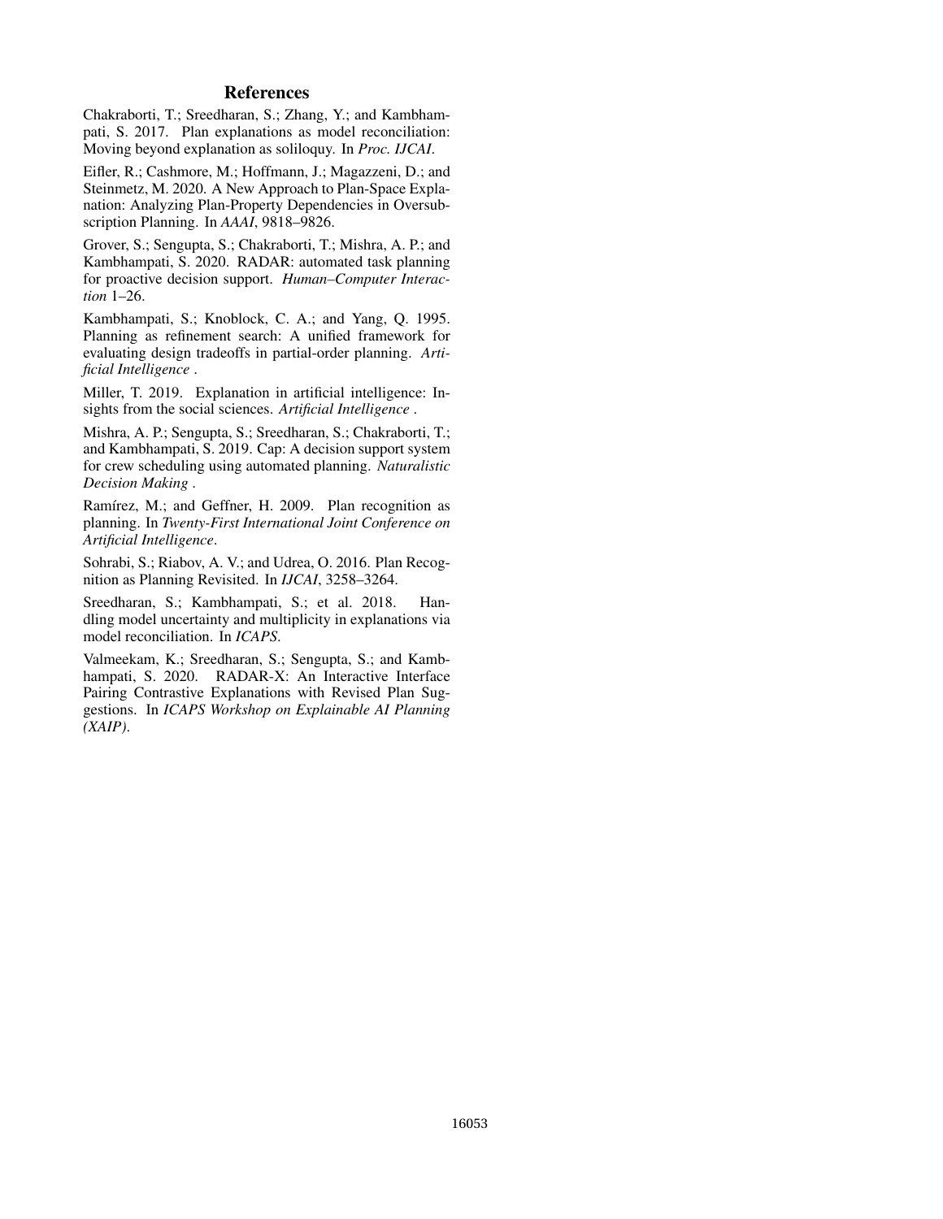## References

Chakraborti, T.; Sreedharan, S.; Zhang, Y.; and Kambhampati, S. 2017. Plan explanations as model reconciliation: Moving beyond explanation as soliloquy. In *Proc. IJCAI*.

Eifler, R.; Cashmore, M.; Hoffmann, J.; Magazzeni, D.; and Steinmetz, M. 2020. A New Approach to Plan-Space Explanation: Analyzing Plan-Property Dependencies in Oversubscription Planning. In *AAAI*, 9818–9826.

Grover, S.; Sengupta, S.; Chakraborti, T.; Mishra, A. P.; and Kambhampati, S. 2020. RADAR: automated task planning for proactive decision support. *Human–Computer Interaction* 1–26.

Kambhampati, S.; Knoblock, C. A.; and Yang, Q. 1995. Planning as refinement search: A unified framework for evaluating design tradeoffs in partial-order planning. *Artificial Intelligence* .

Miller, T. 2019. Explanation in artificial intelligence: Insights from the social sciences. *Artificial Intelligence* .

Mishra, A. P.; Sengupta, S.; Sreedharan, S.; Chakraborti, T.; and Kambhampati, S. 2019. Cap: A decision support system for crew scheduling using automated planning. *Naturalistic Decision Making* .

Ramírez, M.; and Geffner, H. 2009. Plan recognition as planning. In *Twenty-First International Joint Conference on Artificial Intelligence*.

Sohrabi, S.; Riabov, A. V.; and Udrea, O. 2016. Plan Recognition as Planning Revisited. In *IJCAI*, 3258–3264.

Sreedharan, S.; Kambhampati, S.; et al. 2018. Handling model uncertainty and multiplicity in explanations via model reconciliation. In *ICAPS*.

Valmeekam, K.; Sreedharan, S.; Sengupta, S.; and Kambhampati, S. 2020. RADAR-X: An Interactive Interface Pairing Contrastive Explanations with Revised Plan Suggestions. In *ICAPS Workshop on Explainable AI Planning (XAIP)*.